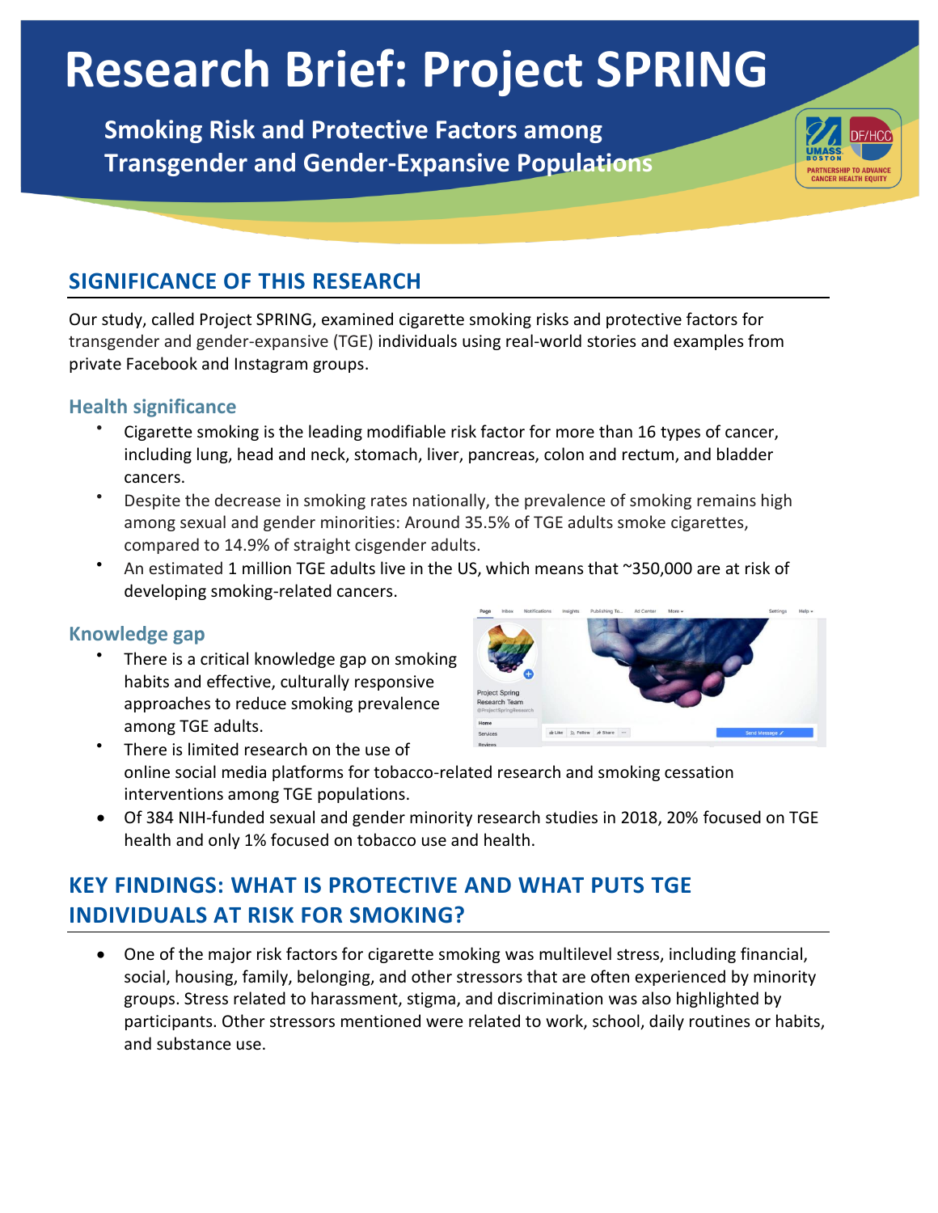# Research Brief: Project SPRING

**Smoking Risk and Protective Factors among Transgender and Gender-Expansive Populations**

## SIGNIFICANCE OF THIS RESEARCH

Our study, called Project SPRING, examined cigarette smoking risks and protective factors for transgender and gender-expansive (TGE) individuals using real-world stories and examples from private Facebook and Instagram groups.

### Health significance

- Cigarette smoking is the leading modifiable risk factor for more than 16 types of cancer, including lung, head and neck, stomach, liver, pancreas, colon and rectum, and bladder cancers.
- Despite the decrease in smoking rates nationally, the prevalence of smoking remains high among sexual and gender minorities: Around 35.5% of TGE adults smoke cigarettes, compared to 14.9% of straight cisgender adults.
- An estimated 1 million TGE adults live in the US, which means that ~350,000 are at risk of developing smoking-related cancers.

### Knowledge gap

- There is a critical knowledge gap on smoking habits and effective, culturally responsive approaches to reduce smoking prevalence among TGE adults.
- There is limited research on the use of online social media platforms for tobacco-related research and smoking cessation interventions among TGE populations.
- Of 384 NIH-funded sexual and gender minority research studies in 2018, 20% focused on TGE health and only 1% focused on tobacco use and health.

## KEY FINDINGS: WHAT IS PROTECTIVE AND WHAT PUTS TGE INDIVIDUALS AT RISK FOR SMOKING?

- One of the major risk factors for cigarette smoking was multilevel stress, including financial, social, housing, family, belonging, and other stressors that are often experienced by minority groups. Stress related to harassment, stigma, and discrimination was also highlighted by participants. Other stressors mentioned were related to work, school, daily routines or habits, and substance use.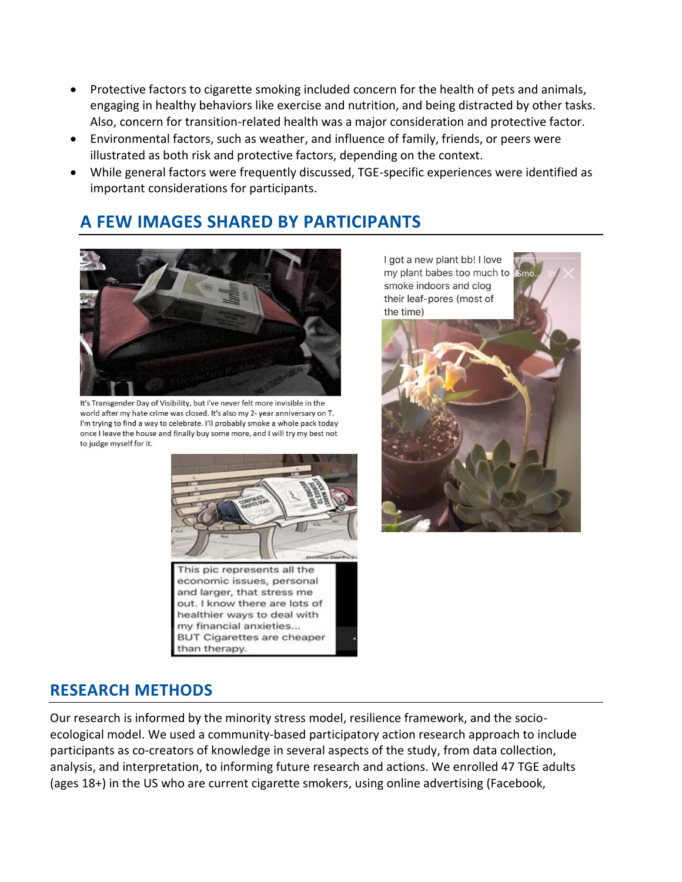- Protective factors to cigarette smoking included concern for the health of pets and animals, engaging in healthy behaviors like exercise and nutrition, and being distracted by other tasks. Also, concern for transition-related health was a major consideration and protective factor.
- Environmental factors, such as weather, and influence of family, friends, or peers were illustrated as both risk and protective factors, depending on the context.
- While general factors were frequently discussed, TGE-specific experiences were identified as important considerations for participants.

## A FEW IMAGES SHARED BY PARTICIPANTS

It's Transgender Day of Visibility, but I've never felt more invisible in the world after my hate crime was closed. It's also my 2- year anniversary on T. I'm trying to find a way to celebrate. I'll probably smoke a whole pack today once I leave the house and finally buy some more, and I will try my best not to judge myself for it.

This pic represents all the economic issues, personal and larger, that stress me out. I know there are lots of healthier ways to deal with my financial anxieties... BUT Cigarettes are cheaper than therapy.

I got a new plant bb! I love my plant babes too much to smoke indoors and clog their leaf-pores (most of the time)

## RESEARCH METHODS

Our research is informed by the minority stress model, resilience framework, and the socio-ecological model. We used a community-based participatory action research approach to include participants as co-creators of knowledge in several aspects of the study, from data collection, analysis, and interpretation, to informing future research and actions. We enrolled 47 TGE adults (ages 18+) in the US who are current cigarette smokers, using online advertising (Facebook,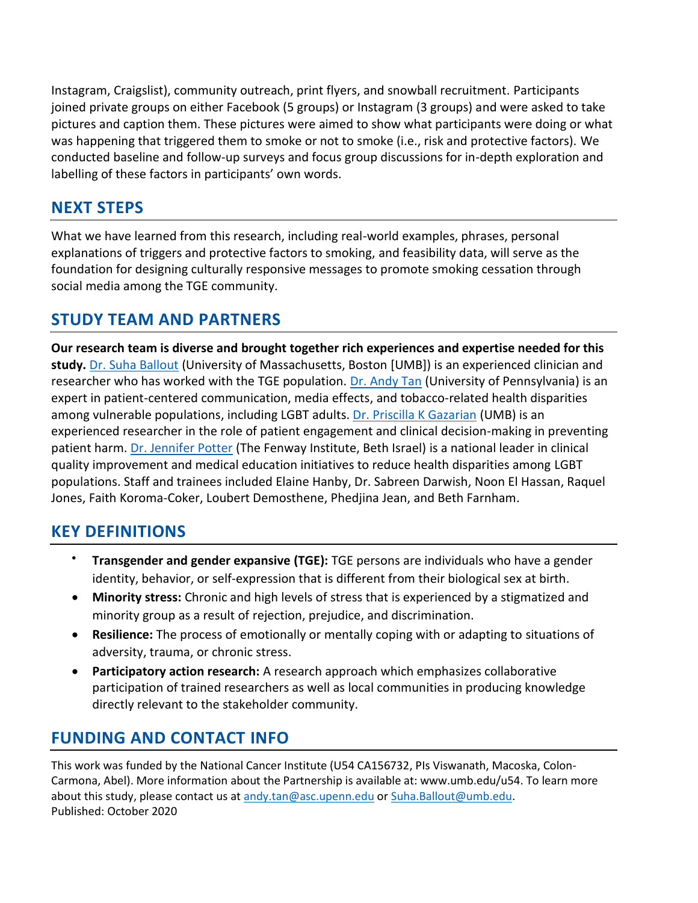Instagram, Craigslist), community outreach, print flyers, and snowball recruitment. Participants joined private groups on either Facebook (5 groups) or Instagram (3 groups) and were asked to take pictures and caption them. These pictures were aimed to show what participants were doing or what was happening that triggered them to smoke or not to smoke (i.e., risk and protective factors). We conducted baseline and follow-up surveys and focus group discussions for in-depth exploration and labelling of these factors in participants' own words.

## NEXT STEPS

What we have learned from this research, including real-world examples, phrases, personal explanations of triggers and protective factors to smoking, and feasibility data, will serve as the foundation for designing culturally responsive messages to promote smoking cessation through social media among the TGE community.

## STUDY TEAM AND PARTNERS

**Our research team is diverse and brought together rich experiences and expertise needed for this study.** Dr. Suha Ballout (University of Massachusetts, Boston [UMB]) is an experienced clinician and researcher who has worked with the TGE population. Dr. Andy Tan (University of Pennsylvania) is an expert in patient-centered communication, media effects, and tobacco-related health disparities among vulnerable populations, including LGBT adults. Dr. Priscilla K Gazarian (UMB) is an experienced researcher in the role of patient engagement and clinical decision-making in preventing patient harm. Dr. Jennifer Potter (The Fenway Institute, Beth Israel) is a national leader in clinical quality improvement and medical education initiatives to reduce health disparities among LGBT populations. Staff and trainees included Elaine Hanby, Dr. Sabreen Darwish, Noon El Hassan, Raquel Jones, Faith Koroma-Coker, Loubert Demosthene, Phedjina Jean, and Beth Farnham.

## KEY DEFINITIONS

- **Transgender and gender expansive (TGE):** TGE persons are individuals who have a gender identity, behavior, or self-expression that is different from their biological sex at birth.
- **Minority stress:** Chronic and high levels of stress that is experienced by a stigmatized and minority group as a result of rejection, prejudice, and discrimination.
- **Resilience:** The process of emotionally or mentally coping with or adapting to situations of adversity, trauma, or chronic stress.
- **Participatory action research:** A research approach which emphasizes collaborative participation of trained researchers as well as local communities in producing knowledge directly relevant to the stakeholder community.

## FUNDING AND CONTACT INFO

This work was funded by the National Cancer Institute (U54 CA156732, PIs Viswanath, Macoska, Colon-Carmona, Abel). More information about the Partnership is available at: www.umb.edu/u54. To learn more about this study, please contact us at andy.tan@asc.upenn.edu or Suha.Ballout@umb.edu.
Published: October 2020